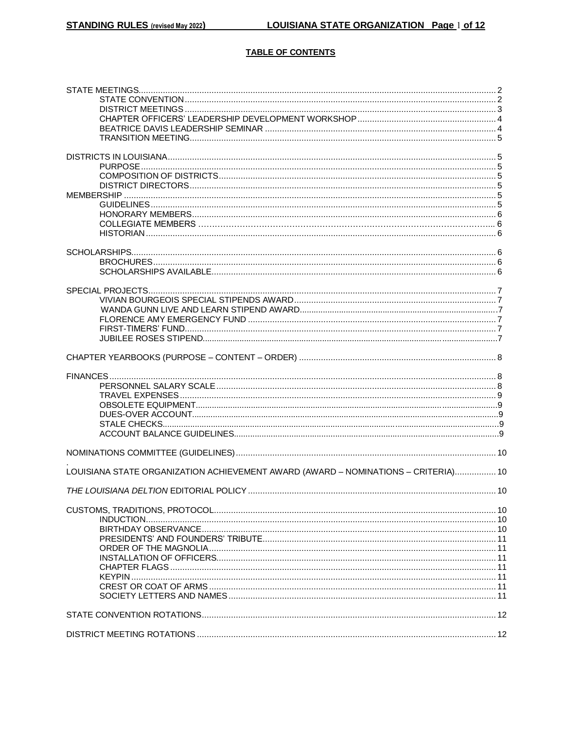# TABLE OF CONTENTS

| | |
|---|---|
| STATE MEETINGS | 2 |
| STATE CONVENTION | 2 |
| DISTRICT MEETINGS | 3 |
| CHAPTER OFFICERS' LEADERSHIP DEVELOPMENT WORKSHOP | 4 |
| BEATRICE DAVIS LEADERSHIP SEMINAR | 4 |
| TRANSITION MEETING | 5 |
| DISTRICTS IN LOUISIANA | 5 |
| PURPOSE | 5 |
| COMPOSITION OF DISTRICTS | 5 |
| DISTRICT DIRECTORS | 5 |
| MEMBERSHIP | 5 |
| GUIDELINES | 5 |
| HONORARY MEMBERS | 6 |
| COLLEGIATE MEMBERS | 6 |
| HISTORIAN | 6 |
| SCHOLARSHIPS | 6 |
| BROCHURES | 6 |
| SCHOLARSHIPS AVAILABLE | 6 |
| SPECIAL PROJECTS | 7 |
| VIVIAN BOURGEOIS SPECIAL STIPENDS AWARD | 7 |
| WANDA GUNN LIVE AND LEARN STIPEND AWARD | 7 |
| FLORENCE AMY EMERGENCY FUND | 7 |
| FIRST-TIMERS' FUND | 7 |
| JUBILEE ROSES STIPEND | 7 |
| CHAPTER YEARBOOKS (PURPOSE – CONTENT – ORDER) | 8 |
| FINANCES | 8 |
| PERSONNEL SALARY SCALE | 8 |
| TRAVEL EXPENSES | 9 |
| OBSOLETE EQUIPMENT | 9 |
| DUES-OVER ACCOUNT | 9 |
| STALE CHECKS | 9 |
| ACCOUNT BALANCE GUIDELINES | 9 |
| NOMINATIONS COMMITTEE (GUIDELINES) | 10 |
| LOUISIANA STATE ORGANIZATION ACHIEVEMENT AWARD (AWARD – NOMINATIONS – CRITERIA) | 10 |
| *THE LOUISIANA DELTION* EDITORIAL POLICY | 10 |
| CUSTOMS, TRADITIONS, PROTOCOL | 10 |
| INDUCTION | 10 |
| BIRTHDAY OBSERVANCE | 10 |
| PRESIDENTS' AND FOUNDERS' TRIBUTE | 11 |
| ORDER OF THE MAGNOLIA | 11 |
| INSTALLATION OF OFFICERS | 11 |
| CHAPTER FLAGS | 11 |
| KEYPIN | 11 |
| CREST OR COAT OF ARMS | 11 |
| SOCIETY LETTERS AND NAMES | 11 |
| STATE CONVENTION ROTATIONS | 12 |
| DISTRICT MEETING ROTATIONS | 12 |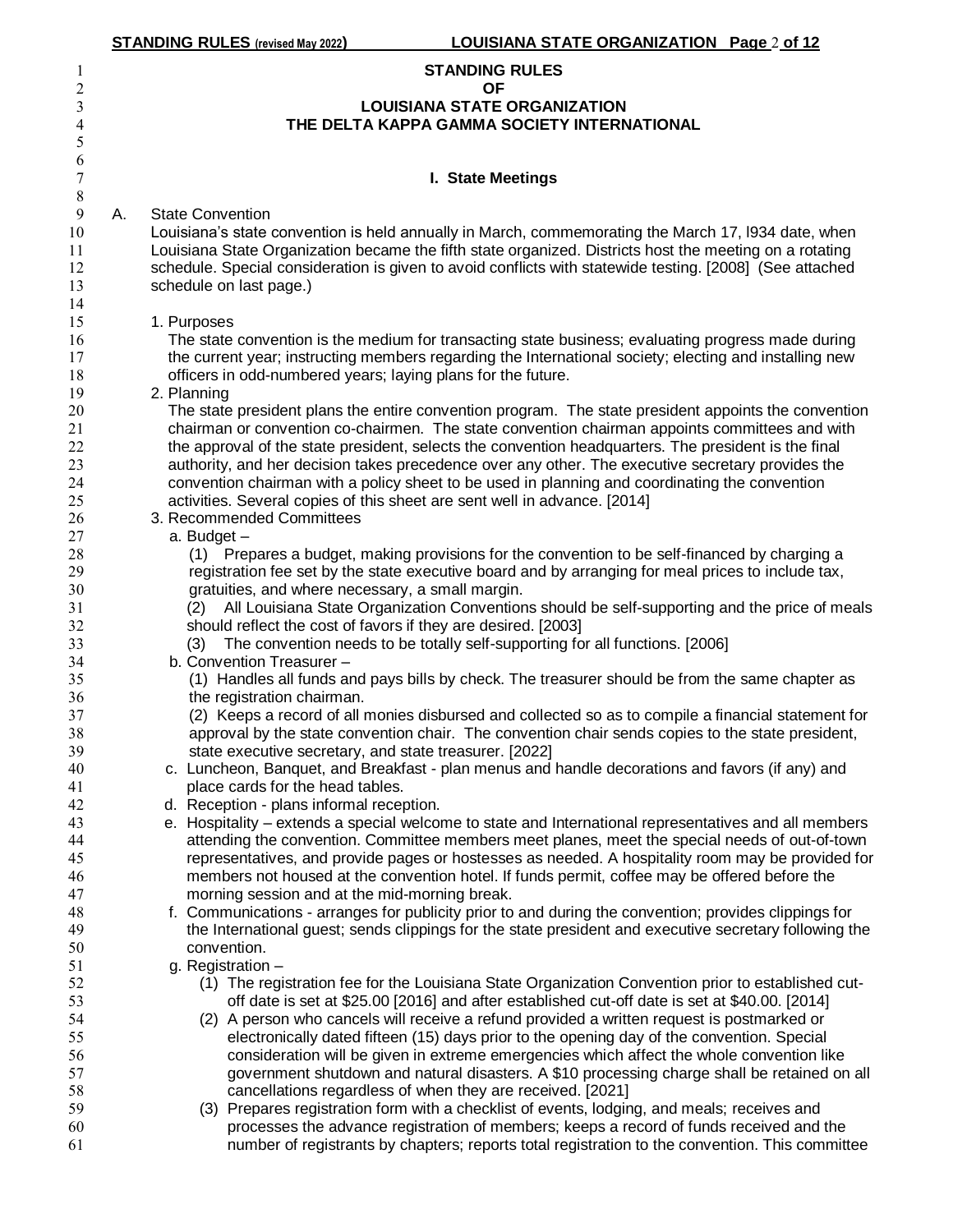# STANDING RULES
# OF
# LOUISIANA STATE ORGANIZATION
# THE DELTA KAPPA GAMMA SOCIETY INTERNATIONAL

## I. State Meetings

A. State Convention

Louisiana's state convention is held annually in March, commemorating the March 17, l934 date, when Louisiana State Organization became the fifth state organized. Districts host the meeting on a rotating schedule. Special consideration is given to avoid conflicts with statewide testing. [2008] (See attached schedule on last page.)

1. Purposes

   The state convention is the medium for transacting state business; evaluating progress made during the current year; instructing members regarding the International society; electing and installing new officers in odd-numbered years; laying plans for the future.

2. Planning

   The state president plans the entire convention program. The state president appoints the convention chairman or convention co-chairmen. The state convention chairman appoints committees and with the approval of the state president, selects the convention headquarters. The president is the final authority, and her decision takes precedence over any other. The executive secretary provides the convention chairman with a policy sheet to be used in planning and coordinating the convention activities. Several copies of this sheet are sent well in advance. [2014]

3. Recommended Committees

   a. Budget –

      (1) Prepares a budget, making provisions for the convention to be self-financed by charging a registration fee set by the state executive board and by arranging for meal prices to include tax, gratuities, and where necessary, a small margin.

      (2) All Louisiana State Organization Conventions should be self-supporting and the price of meals should reflect the cost of favors if they are desired. [2003]

      (3) The convention needs to be totally self-supporting for all functions. [2006]

   b. Convention Treasurer –

      (1) Handles all funds and pays bills by check. The treasurer should be from the same chapter as the registration chairman.

      (2) Keeps a record of all monies disbursed and collected so as to compile a financial statement for approval by the state convention chair. The convention chair sends copies to the state president, state executive secretary, and state treasurer. [2022]

   c. Luncheon, Banquet, and Breakfast - plan menus and handle decorations and favors (if any) and place cards for the head tables.

   d. Reception - plans informal reception.

   e. Hospitality – extends a special welcome to state and International representatives and all members attending the convention. Committee members meet planes, meet the special needs of out-of-town representatives, and provide pages or hostesses as needed. A hospitality room may be provided for members not housed at the convention hotel. If funds permit, coffee may be offered before the morning session and at the mid-morning break.

   f. Communications - arranges for publicity prior to and during the convention; provides clippings for the International guest; sends clippings for the state president and executive secretary following the convention.

   g. Registration –

      (1) The registration fee for the Louisiana State Organization Convention prior to established cut-off date is set at $25.00 [2016] and after established cut-off date is set at $40.00. [2014]

      (2) A person who cancels will receive a refund provided a written request is postmarked or electronically dated fifteen (15) days prior to the opening day of the convention. Special consideration will be given in extreme emergencies which affect the whole convention like government shutdown and natural disasters. A $10 processing charge shall be retained on all cancellations regardless of when they are received. [2021]

      (3) Prepares registration form with a checklist of events, lodging, and meals; receives and processes the advance registration of members; keeps a record of funds received and the number of registrants by chapters; reports total registration to the convention. This committee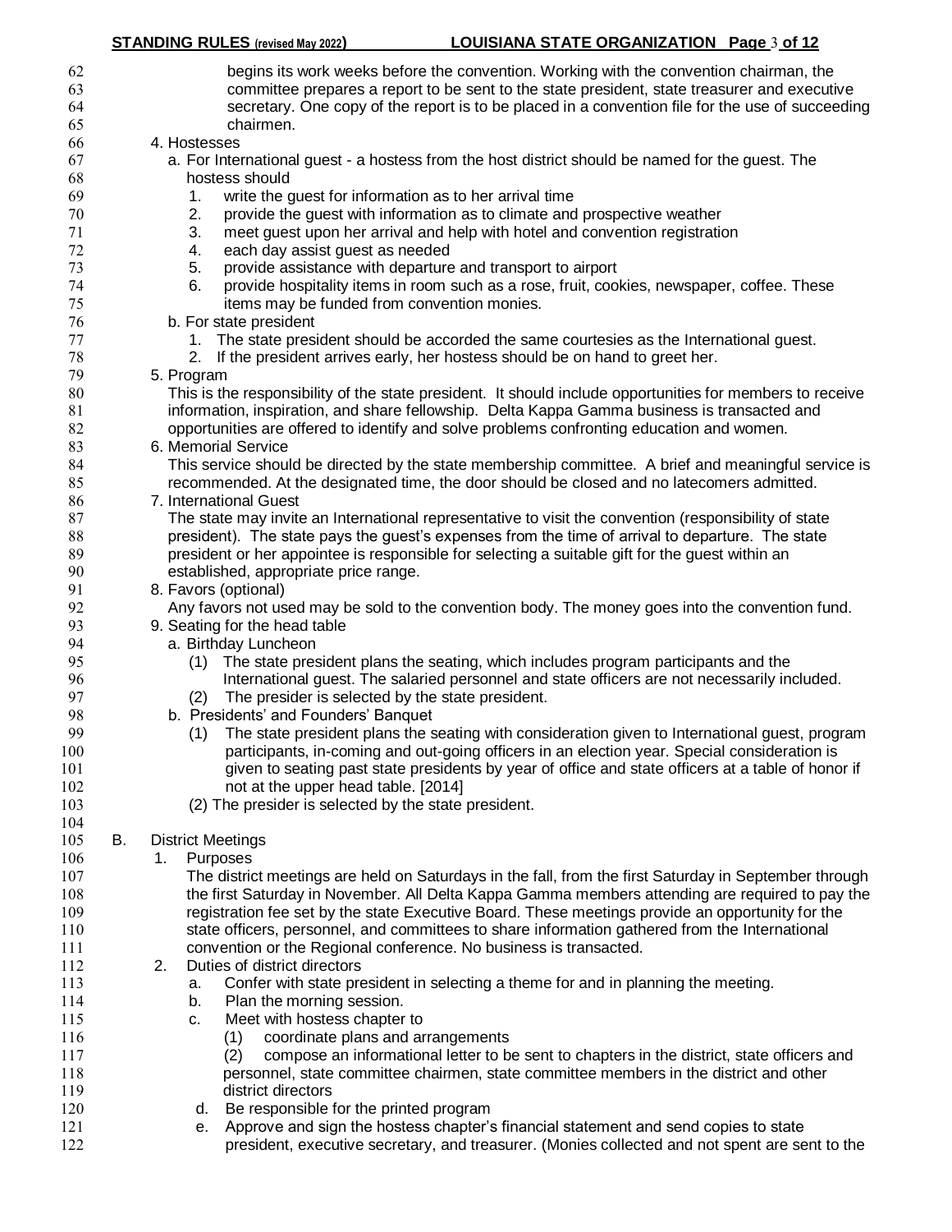begins its work weeks before the convention. Working with the convention chairman, the committee prepares a report to be sent to the state president, state treasurer and executive secretary. One copy of the report is to be placed in a convention file for the use of succeeding chairmen.

4. Hostesses
   a. For International guest - a hostess from the host district should be named for the guest. The hostess should
      1. write the guest for information as to her arrival time
      2. provide the guest with information as to climate and prospective weather
      3. meet guest upon her arrival and help with hotel and convention registration
      4. each day assist guest as needed
      5. provide assistance with departure and transport to airport
      6. provide hospitality items in room such as a rose, fruit, cookies, newspaper, coffee. These items may be funded from convention monies.
   b. For state president
      1. The state president should be accorded the same courtesies as the International guest.
      2. If the president arrives early, her hostess should be on hand to greet her.
5. Program
   This is the responsibility of the state president. It should include opportunities for members to receive information, inspiration, and share fellowship. Delta Kappa Gamma business is transacted and opportunities are offered to identify and solve problems confronting education and women.
6. Memorial Service
   This service should be directed by the state membership committee. A brief and meaningful service is recommended. At the designated time, the door should be closed and no latecomers admitted.
7. International Guest
   The state may invite an International representative to visit the convention (responsibility of state president). The state pays the guest's expenses from the time of arrival to departure. The state president or her appointee is responsible for selecting a suitable gift for the guest within an established, appropriate price range.
8. Favors (optional)
   Any favors not used may be sold to the convention body. The money goes into the convention fund.
9. Seating for the head table
   a. Birthday Luncheon
      (1) The state president plans the seating, which includes program participants and the International guest. The salaried personnel and state officers are not necessarily included.
      (2) The presider is selected by the state president.
   b. Presidents' and Founders' Banquet
      (1) The state president plans the seating with consideration given to International guest, program participants, in-coming and out-going officers in an election year. Special consideration is given to seating past state presidents by year of office and state officers at a table of honor if not at the upper head table. [2014]
      (2) The presider is selected by the state president.

B. District Meetings
   1. Purposes
      The district meetings are held on Saturdays in the fall, from the first Saturday in September through the first Saturday in November. All Delta Kappa Gamma members attending are required to pay the registration fee set by the state Executive Board. These meetings provide an opportunity for the state officers, personnel, and committees to share information gathered from the International convention or the Regional conference. No business is transacted.
   2. Duties of district directors
      a. Confer with state president in selecting a theme for and in planning the meeting.
      b. Plan the morning session.
      c. Meet with hostess chapter to
         (1) coordinate plans and arrangements
         (2) compose an informational letter to be sent to chapters in the district, state officers and personnel, state committee chairmen, state committee members in the district and other district directors
      d. Be responsible for the printed program
      e. Approve and sign the hostess chapter's financial statement and send copies to state president, executive secretary, and treasurer. (Monies collected and not spent are sent to the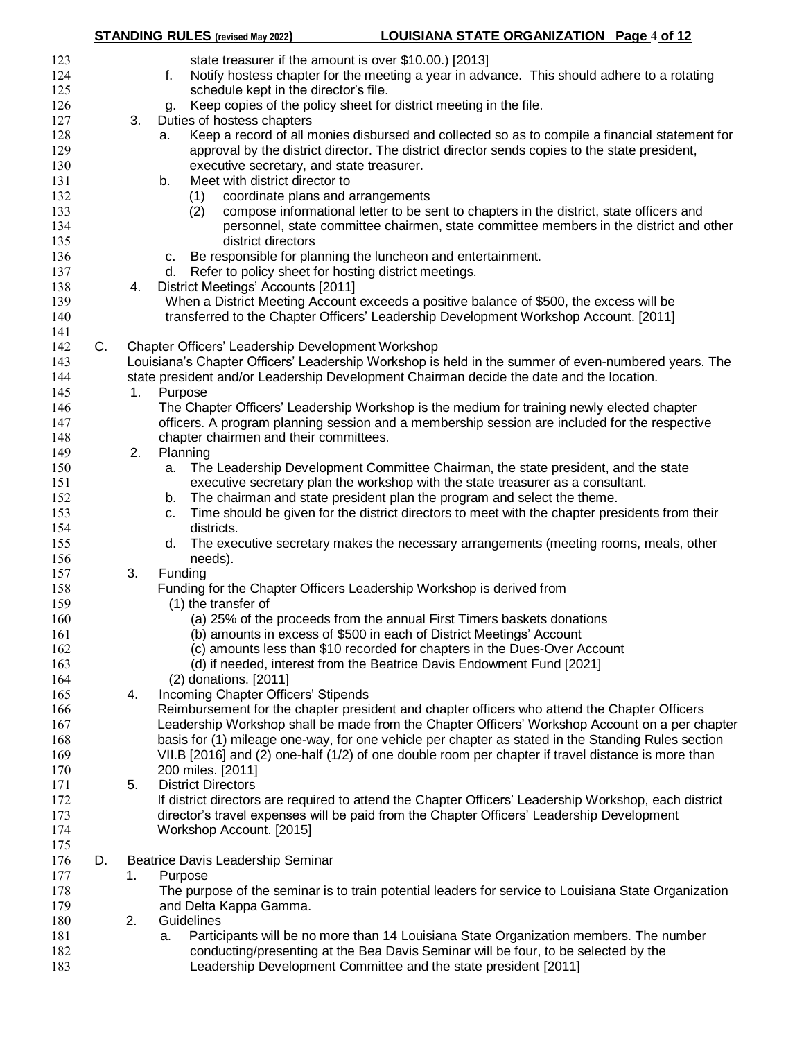state treasurer if the amount is over $10.00.) [2013]

f. Notify hostess chapter for the meeting a year in advance. This should adhere to a rotating schedule kept in the director's file.

g. Keep copies of the policy sheet for district meeting in the file.

3. Duties of hostess chapters

a. Keep a record of all monies disbursed and collected so as to compile a financial statement for approval by the district director. The district director sends copies to the state president, executive secretary, and state treasurer.

b. Meet with district director to

(1) coordinate plans and arrangements

(2) compose informational letter to be sent to chapters in the district, state officers and personnel, state committee chairmen, state committee members in the district and other district directors

c. Be responsible for planning the luncheon and entertainment.

d. Refer to policy sheet for hosting district meetings.

4. District Meetings' Accounts [2011]

When a District Meeting Account exceeds a positive balance of $500, the excess will be transferred to the Chapter Officers' Leadership Development Workshop Account. [2011]

C. Chapter Officers' Leadership Development Workshop

Louisiana's Chapter Officers' Leadership Workshop is held in the summer of even-numbered years. The state president and/or Leadership Development Chairman decide the date and the location.

1. Purpose

The Chapter Officers' Leadership Workshop is the medium for training newly elected chapter officers. A program planning session and a membership session are included for the respective chapter chairmen and their committees.

2. Planning

a. The Leadership Development Committee Chairman, the state president, and the state executive secretary plan the workshop with the state treasurer as a consultant.

b. The chairman and state president plan the program and select the theme.

c. Time should be given for the district directors to meet with the chapter presidents from their districts.

d. The executive secretary makes the necessary arrangements (meeting rooms, meals, other needs).

3. Funding

Funding for the Chapter Officers Leadership Workshop is derived from

(1) the transfer of

(a) 25% of the proceeds from the annual First Timers baskets donations

(b) amounts in excess of $500 in each of District Meetings' Account

(c) amounts less than $10 recorded for chapters in the Dues-Over Account

(d) if needed, interest from the Beatrice Davis Endowment Fund [2021]

(2) donations. [2011]

4. Incoming Chapter Officers' Stipends

Reimbursement for the chapter president and chapter officers who attend the Chapter Officers Leadership Workshop shall be made from the Chapter Officers' Workshop Account on a per chapter basis for (1) mileage one-way, for one vehicle per chapter as stated in the Standing Rules section VII.B [2016] and (2) one-half (1/2) of one double room per chapter if travel distance is more than 200 miles. [2011]

5. District Directors

If district directors are required to attend the Chapter Officers' Leadership Workshop, each district director's travel expenses will be paid from the Chapter Officers' Leadership Development Workshop Account. [2015]

D. Beatrice Davis Leadership Seminar

1. Purpose

The purpose of the seminar is to train potential leaders for service to Louisiana State Organization and Delta Kappa Gamma.

2. Guidelines

a. Participants will be no more than 14 Louisiana State Organization members. The number conducting/presenting at the Bea Davis Seminar will be four, to be selected by the Leadership Development Committee and the state president [2011]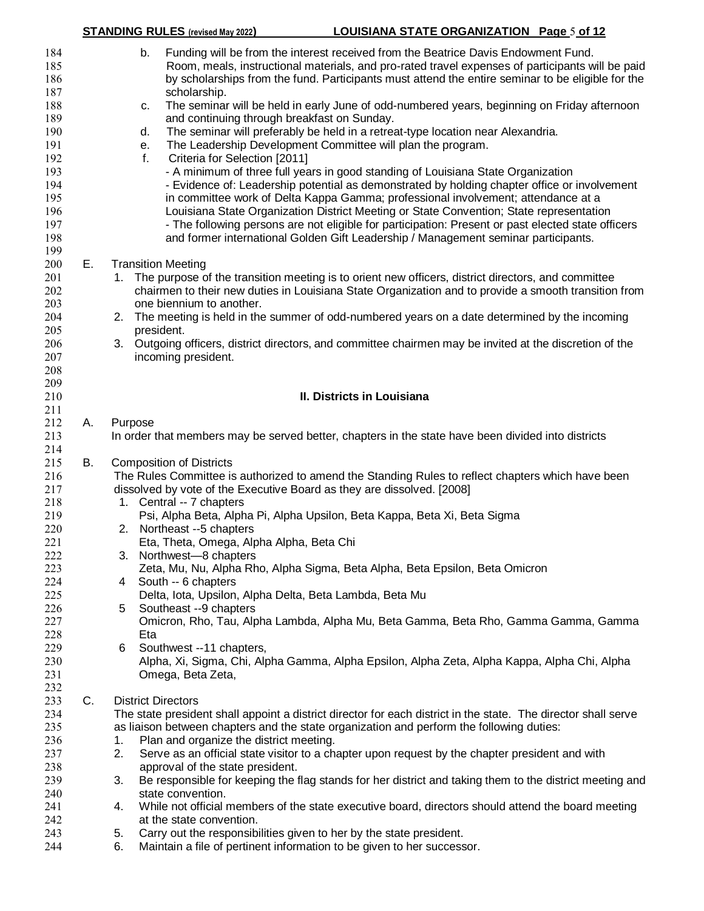b. Funding will be from the interest received from the Beatrice Davis Endowment Fund. Room, meals, instructional materials, and pro-rated travel expenses of participants will be paid by scholarships from the fund. Participants must attend the entire seminar to be eligible for the scholarship.

c. The seminar will be held in early June of odd-numbered years, beginning on Friday afternoon and continuing through breakfast on Sunday.

d. The seminar will preferably be held in a retreat-type location near Alexandria.

e. The Leadership Development Committee will plan the program.

f. Criteria for Selection [2011]
- A minimum of three full years in good standing of Louisiana State Organization
- Evidence of: Leadership potential as demonstrated by holding chapter office or involvement in committee work of Delta Kappa Gamma; professional involvement; attendance at a Louisiana State Organization District Meeting or State Convention; State representation
- The following persons are not eligible for participation: Present or past elected state officers and former international Golden Gift Leadership / Management seminar participants.

E. Transition Meeting

1. The purpose of the transition meeting is to orient new officers, district directors, and committee chairmen to their new duties in Louisiana State Organization and to provide a smooth transition from one biennium to another.
2. The meeting is held in the summer of odd-numbered years on a date determined by the incoming president.
3. Outgoing officers, district directors, and committee chairmen may be invited at the discretion of the incoming president.

## II. Districts in Louisiana

A. Purpose

In order that members may be served better, chapters in the state have been divided into districts

B. Composition of Districts

The Rules Committee is authorized to amend the Standing Rules to reflect chapters which have been dissolved by vote of the Executive Board as they are dissolved. [2008]

1. Central -- 7 chapters
   Psi, Alpha Beta, Alpha Pi, Alpha Upsilon, Beta Kappa, Beta Xi, Beta Sigma
2. Northeast --5 chapters
   Eta, Theta, Omega, Alpha Alpha, Beta Chi
3. Northwest—8 chapters
   Zeta, Mu, Nu, Alpha Rho, Alpha Sigma, Beta Alpha, Beta Epsilon, Beta Omicron
4. South -- 6 chapters
   Delta, Iota, Upsilon, Alpha Delta, Beta Lambda, Beta Mu
5. Southeast --9 chapters
   Omicron, Rho, Tau, Alpha Lambda, Alpha Mu, Beta Gamma, Beta Rho, Gamma Gamma, Gamma Eta
6. Southwest --11 chapters,
   Alpha, Xi, Sigma, Chi, Alpha Gamma, Alpha Epsilon, Alpha Zeta, Alpha Kappa, Alpha Chi, Alpha Omega, Beta Zeta,

C. District Directors

The state president shall appoint a district director for each district in the state. The director shall serve as liaison between chapters and the state organization and perform the following duties:

1. Plan and organize the district meeting.
2. Serve as an official state visitor to a chapter upon request by the chapter president and with approval of the state president.
3. Be responsible for keeping the flag stands for her district and taking them to the district meeting and state convention.
4. While not official members of the state executive board, directors should attend the board meeting at the state convention.
5. Carry out the responsibilities given to her by the state president.
6. Maintain a file of pertinent information to be given to her successor.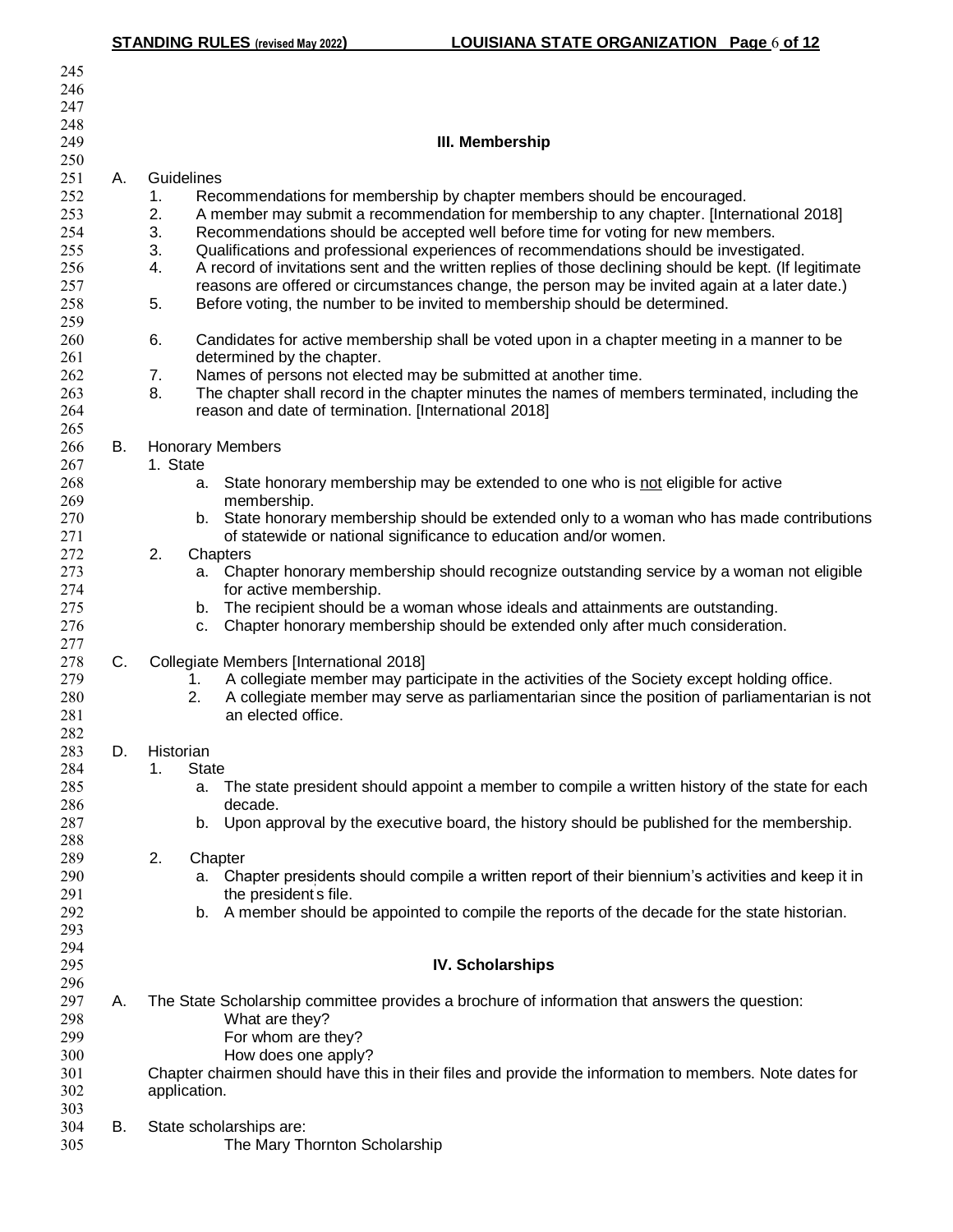## III. Membership

A. Guidelines

1. Recommendations for membership by chapter members should be encouraged.
2. A member may submit a recommendation for membership to any chapter. [International 2018]
3. Recommendations should be accepted well before time for voting for new members.
3. Qualifications and professional experiences of recommendations should be investigated.
4. A record of invitations sent and the written replies of those declining should be kept. (If legitimate reasons are offered or circumstances change, the person may be invited again at a later date.)
5. Before voting, the number to be invited to membership should be determined.
6. Candidates for active membership shall be voted upon in a chapter meeting in a manner to be determined by the chapter.
7. Names of persons not elected may be submitted at another time.
8. The chapter shall record in the chapter minutes the names of members terminated, including the reason and date of termination. [International 2018]

B. Honorary Members

1. State
   a. State honorary membership may be extended to one who is not eligible for active membership.
   b. State honorary membership should be extended only to a woman who has made contributions of statewide or national significance to education and/or women.
2. Chapters
   a. Chapter honorary membership should recognize outstanding service by a woman not eligible for active membership.
   b. The recipient should be a woman whose ideals and attainments are outstanding.
   c. Chapter honorary membership should be extended only after much consideration.

C. Collegiate Members [International 2018]

1. A collegiate member may participate in the activities of the Society except holding office.
2. A collegiate member may serve as parliamentarian since the position of parliamentarian is not an elected office.

D. Historian

1. State
   a. The state president should appoint a member to compile a written history of the state for each decade.
   b. Upon approval by the executive board, the history should be published for the membership.
2. Chapter
   a. Chapter presidents should compile a written report of their biennium's activities and keep it in the president's file.
   b. A member should be appointed to compile the reports of the decade for the state historian.

## IV. Scholarships

A. The State Scholarship committee provides a brochure of information that answers the question:

What are they?
For whom are they?
How does one apply?

Chapter chairmen should have this in their files and provide the information to members. Note dates for application.

B. State scholarships are:

The Mary Thornton Scholarship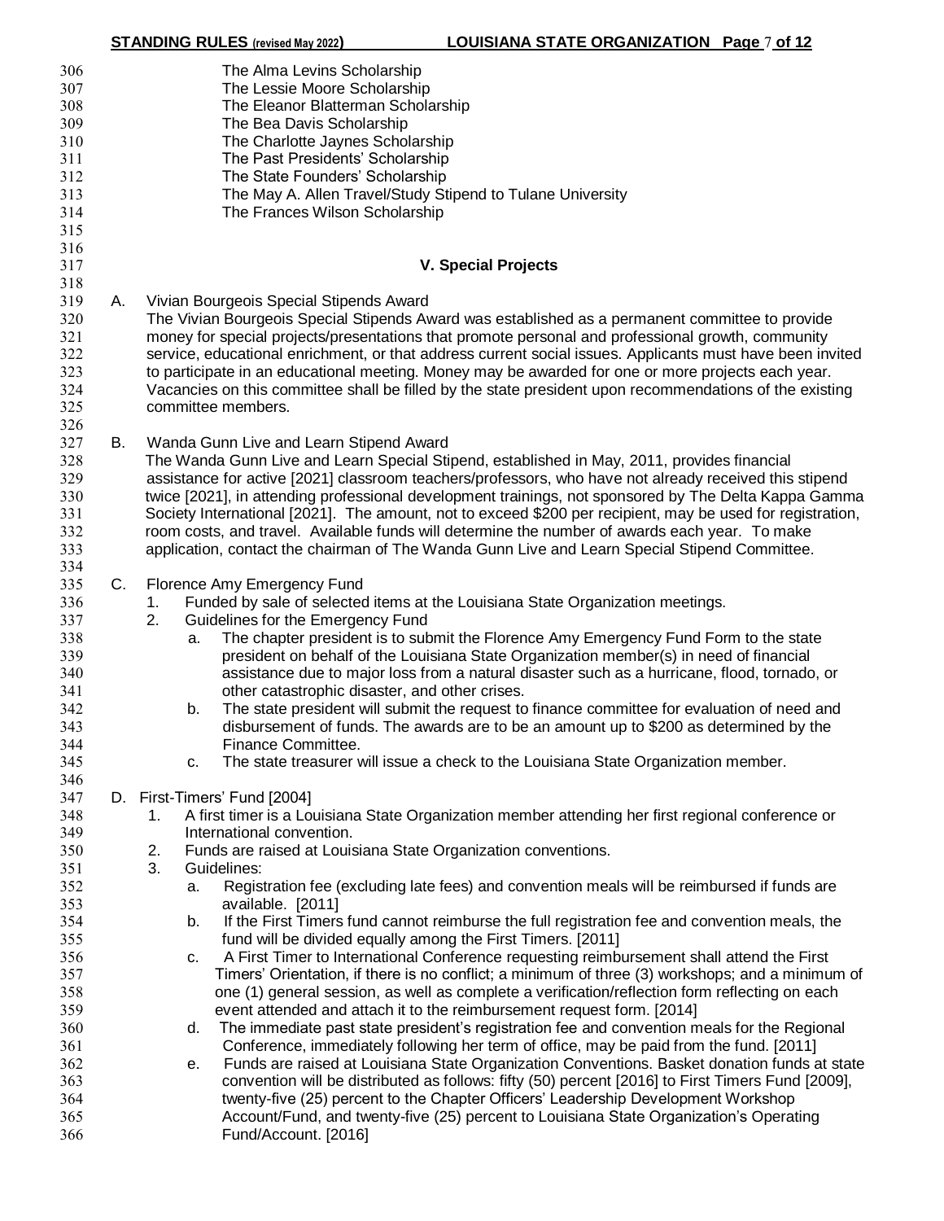The Alma Levins Scholarship
The Lessie Moore Scholarship
The Eleanor Blatterman Scholarship
The Bea Davis Scholarship
The Charlotte Jaynes Scholarship
The Past Presidents' Scholarship
The State Founders' Scholarship
The May A. Allen Travel/Study Stipend to Tulane University
The Frances Wilson Scholarship

## V. Special Projects

A. Vivian Bourgeois Special Stipends Award
The Vivian Bourgeois Special Stipends Award was established as a permanent committee to provide money for special projects/presentations that promote personal and professional growth, community service, educational enrichment, or that address current social issues. Applicants must have been invited to participate in an educational meeting. Money may be awarded for one or more projects each year. Vacancies on this committee shall be filled by the state president upon recommendations of the existing committee members.

B. Wanda Gunn Live and Learn Stipend Award
The Wanda Gunn Live and Learn Special Stipend, established in May, 2011, provides financial assistance for active [2021] classroom teachers/professors, who have not already received this stipend twice [2021], in attending professional development trainings, not sponsored by The Delta Kappa Gamma Society International [2021]. The amount, not to exceed $200 per recipient, may be used for registration, room costs, and travel. Available funds will determine the number of awards each year. To make application, contact the chairman of The Wanda Gunn Live and Learn Special Stipend Committee.

C. Florence Amy Emergency Fund
1. Funded by sale of selected items at the Louisiana State Organization meetings.
2. Guidelines for the Emergency Fund
   a. The chapter president is to submit the Florence Amy Emergency Fund Form to the state president on behalf of the Louisiana State Organization member(s) in need of financial assistance due to major loss from a natural disaster such as a hurricane, flood, tornado, or other catastrophic disaster, and other crises.
   b. The state president will submit the request to finance committee for evaluation of need and disbursement of funds. The awards are to be an amount up to $200 as determined by the Finance Committee.
   c. The state treasurer will issue a check to the Louisiana State Organization member.

D. First-Timers' Fund [2004]
1. A first timer is a Louisiana State Organization member attending her first regional conference or International convention.
2. Funds are raised at Louisiana State Organization conventions.
3. Guidelines:
   a. Registration fee (excluding late fees) and convention meals will be reimbursed if funds are available. [2011]
   b. If the First Timers fund cannot reimburse the full registration fee and convention meals, the fund will be divided equally among the First Timers. [2011]
   c. A First Timer to International Conference requesting reimbursement shall attend the First Timers' Orientation, if there is no conflict; a minimum of three (3) workshops; and a minimum of one (1) general session, as well as complete a verification/reflection form reflecting on each event attended and attach it to the reimbursement request form. [2014]
   d. The immediate past state president's registration fee and convention meals for the Regional Conference, immediately following her term of office, may be paid from the fund. [2011]
   e. Funds are raised at Louisiana State Organization Conventions. Basket donation funds at state convention will be distributed as follows: fifty (50) percent [2016] to First Timers Fund [2009], twenty-five (25) percent to the Chapter Officers' Leadership Development Workshop Account/Fund, and twenty-five (25) percent to Louisiana State Organization's Operating Fund/Account. [2016]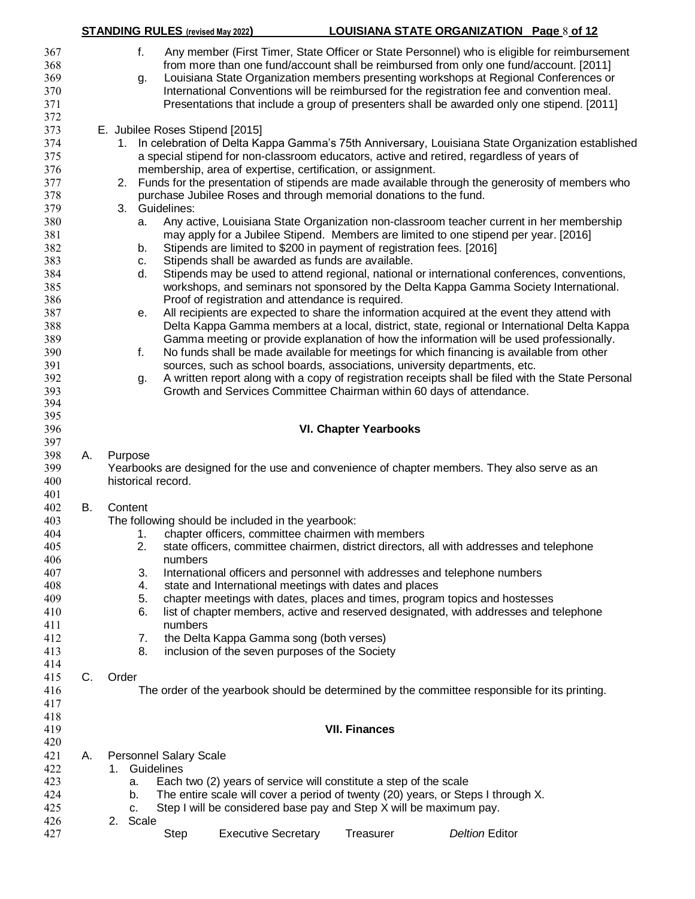f. Any member (First Timer, State Officer or State Personnel) who is eligible for reimbursement from more than one fund/account shall be reimbursed from only one fund/account. [2011]

g. Louisiana State Organization members presenting workshops at Regional Conferences or International Conventions will be reimbursed for the registration fee and convention meal. Presentations that include a group of presenters shall be awarded only one stipend. [2011]

E. Jubilee Roses Stipend [2015]

1. In celebration of Delta Kappa Gamma's 75th Anniversary, Louisiana State Organization established a special stipend for non-classroom educators, active and retired, regardless of years of membership, area of expertise, certification, or assignment.
2. Funds for the presentation of stipends are made available through the generosity of members who purchase Jubilee Roses and through memorial donations to the fund.
3. Guidelines:
   a. Any active, Louisiana State Organization non-classroom teacher current in her membership may apply for a Jubilee Stipend. Members are limited to one stipend per year. [2016]
   b. Stipends are limited to $200 in payment of registration fees. [2016]
   c. Stipends shall be awarded as funds are available.
   d. Stipends may be used to attend regional, national or international conferences, conventions, workshops, and seminars not sponsored by the Delta Kappa Gamma Society International. Proof of registration and attendance is required.
   e. All recipients are expected to share the information acquired at the event they attend with Delta Kappa Gamma members at a local, district, state, regional or International Delta Kappa Gamma meeting or provide explanation of how the information will be used professionally.
   f. No funds shall be made available for meetings for which financing is available from other sources, such as school boards, associations, university departments, etc.
   g. A written report along with a copy of registration receipts shall be filed with the State Personal Growth and Services Committee Chairman within 60 days of attendance.

## VI. Chapter Yearbooks

A. Purpose

Yearbooks are designed for the use and convenience of chapter members. They also serve as an historical record.

B. Content

The following should be included in the yearbook:

1. chapter officers, committee chairmen with members
2. state officers, committee chairmen, district directors, all with addresses and telephone numbers
3. International officers and personnel with addresses and telephone numbers
4. state and International meetings with dates and places
5. chapter meetings with dates, places and times, program topics and hostesses
6. list of chapter members, active and reserved designated, with addresses and telephone numbers
7. the Delta Kappa Gamma song (both verses)
8. inclusion of the seven purposes of the Society

C. Order

The order of the yearbook should be determined by the committee responsible for its printing.

## VII. Finances

A. Personnel Salary Scale

1. Guidelines
   a. Each two (2) years of service will constitute a step of the scale
   b. The entire scale will cover a period of twenty (20) years, or Steps I through X.
   c. Step I will be considered base pay and Step X will be maximum pay.
2. Scale

| Step | Executive Secretary | Treasurer | *Deltion* Editor |
|---|---|---|---|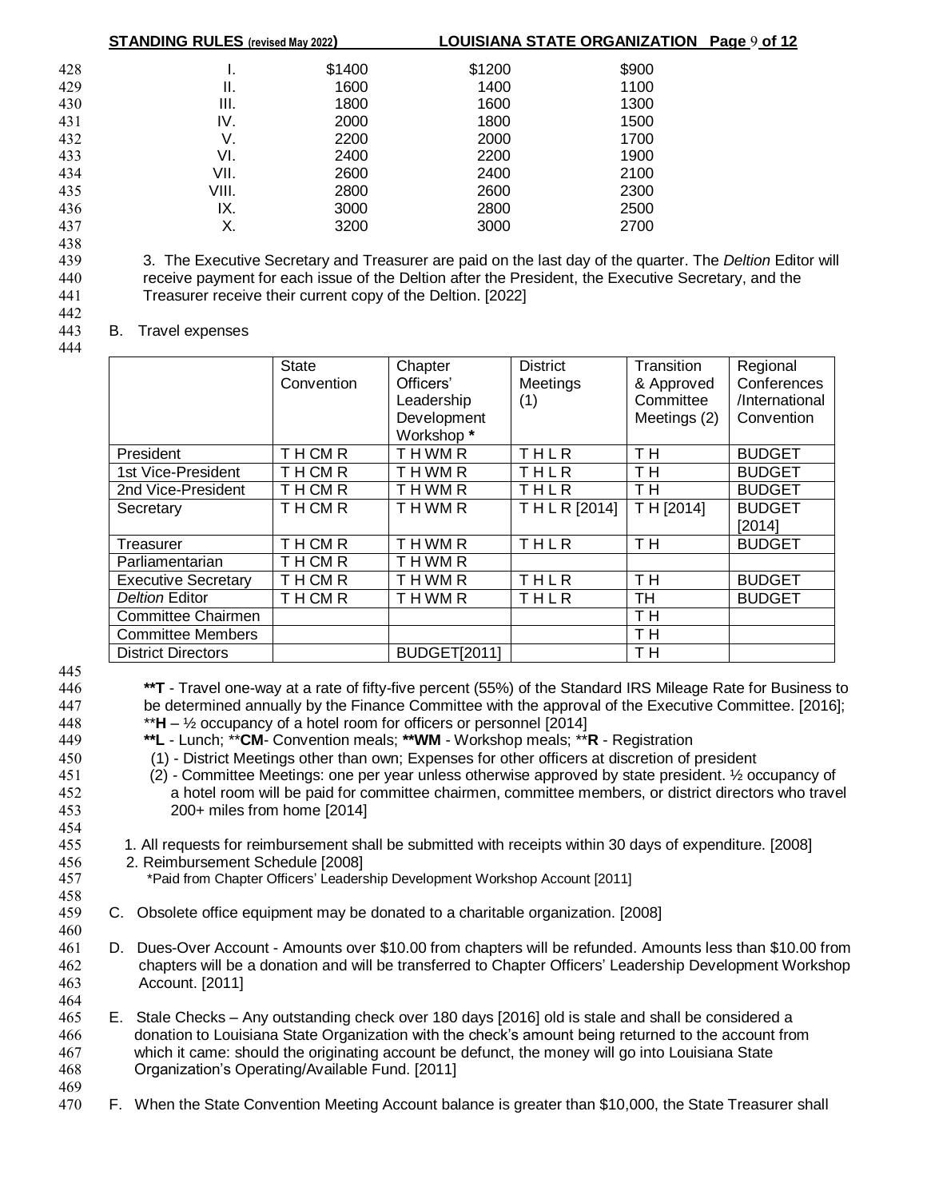| | | | |
|---|---|---|---|
| I. | $1400 | $1200 | $900 |
| II. | 1600 | 1400 | 1100 |
| III. | 1800 | 1600 | 1300 |
| IV. | 2000 | 1800 | 1500 |
| V. | 2200 | 2000 | 1700 |
| VI. | 2400 | 2200 | 1900 |
| VII. | 2600 | 2400 | 2100 |
| VIII. | 2800 | 2600 | 2300 |
| IX. | 3000 | 2800 | 2500 |
| X. | 3200 | 3000 | 2700 |

3. The Executive Secretary and Treasurer are paid on the last day of the quarter. The *Deltion* Editor will receive payment for each issue of the Deltion after the President, the Executive Secretary, and the Treasurer receive their current copy of the Deltion. [2022]

B. Travel expenses

| | State Convention | Chapter Officers' Leadership Development Workshop * | District Meetings (1) | Transition & Approved Committee Meetings (2) | Regional Conferences /International Convention |
|---|---|---|---|---|---|
| President | T H CM R | T H WM R | T H L R | T H | BUDGET |
| 1st Vice-President | T H CM R | T H WM R | T H L R | T H | BUDGET |
| 2nd Vice-President | T H CM R | T H WM R | T H L R | T H | BUDGET |
| Secretary | T H CM R | T H WM R | T H L R [2014] | T H [2014] | BUDGET [2014] |
| Treasurer | T H CM R | T H WM R | T H L R | T H | BUDGET |
| Parliamentarian | T H CM R | T H WM R | | | |
| Executive Secretary | T H CM R | T H WM R | T H L R | T H | BUDGET |
| *Deltion* Editor | T H CM R | T H WM R | T H L R | TH | BUDGET |
| Committee Chairmen | | | | T H | |
| Committee Members | | | | T H | |
| District Directors | | BUDGET[2011] | | T H | |

**\*\*T** - Travel one-way at a rate of fifty-five percent (55%) of the Standard IRS Mileage Rate for Business to be determined annually by the Finance Committee with the approval of the Executive Committee. [2016];
\*\***H** – ½ occupancy of a hotel room for officers or personnel [2014]
**\*\*L** - Lunch; \*\***CM**- Convention meals; **\*\*WM** - Workshop meals; \*\***R** - Registration
(1) - District Meetings other than own; Expenses for other officers at discretion of president
(2) - Committee Meetings: one per year unless otherwise approved by state president. ½ occupancy of a hotel room will be paid for committee chairmen, committee members, or district directors who travel 200+ miles from home [2014]

1. All requests for reimbursement shall be submitted with receipts within 30 days of expenditure. [2008]
2. Reimbursement Schedule [2008]
   *Paid from Chapter Officers' Leadership Development Workshop Account [2011]

C. Obsolete office equipment may be donated to a charitable organization. [2008]

D. Dues-Over Account - Amounts over $10.00 from chapters will be refunded. Amounts less than $10.00 from chapters will be a donation and will be transferred to Chapter Officers' Leadership Development Workshop Account. [2011]

E. Stale Checks – Any outstanding check over 180 days [2016] old is stale and shall be considered a donation to Louisiana State Organization with the check's amount being returned to the account from which it came: should the originating account be defunct, the money will go into Louisiana State Organization's Operating/Available Fund. [2011]

F. When the State Convention Meeting Account balance is greater than $10,000, the State Treasurer shall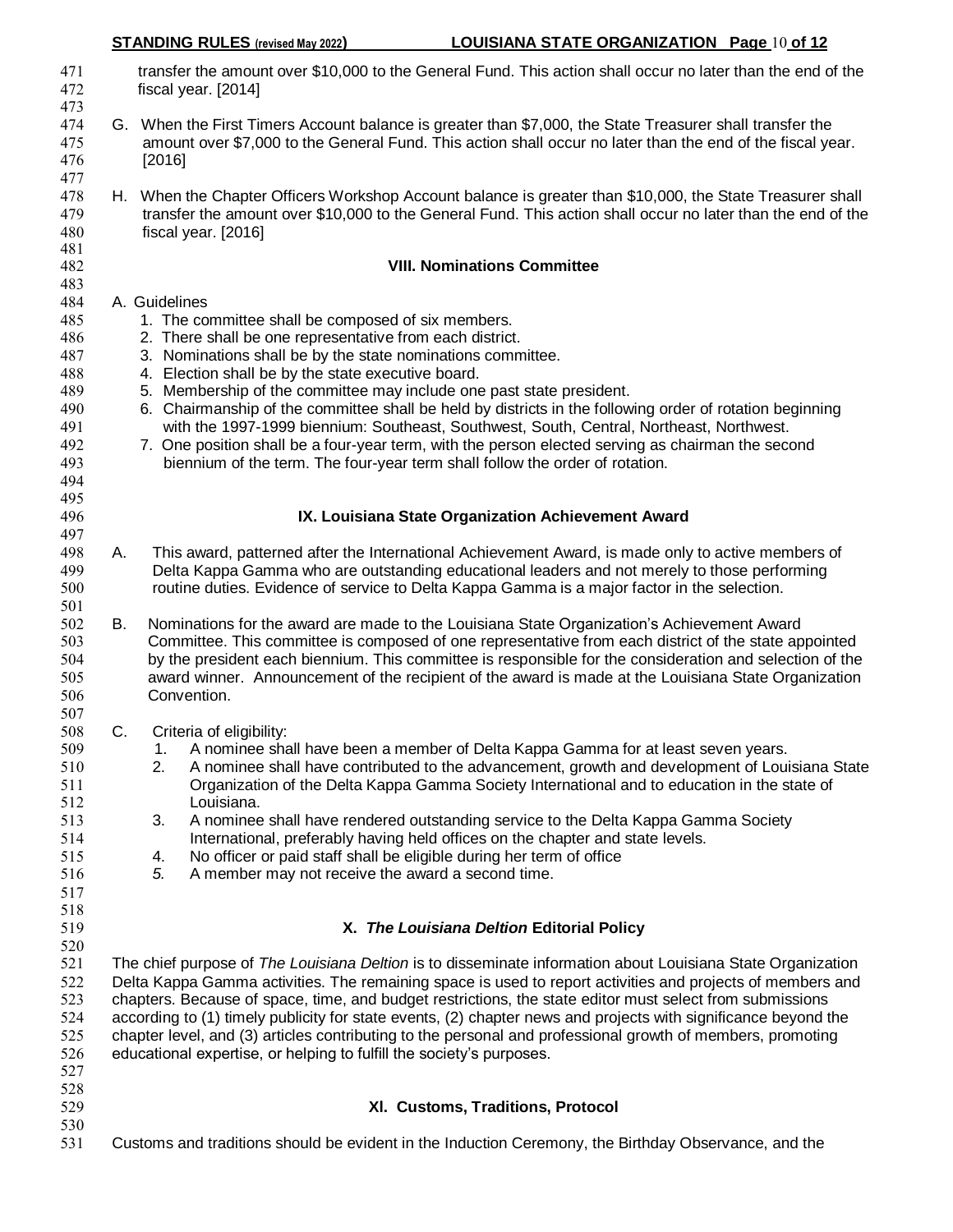transfer the amount over $10,000 to the General Fund. This action shall occur no later than the end of the fiscal year. [2014]

G. When the First Timers Account balance is greater than $7,000, the State Treasurer shall transfer the amount over $7,000 to the General Fund. This action shall occur no later than the end of the fiscal year. [2016]

H. When the Chapter Officers Workshop Account balance is greater than $10,000, the State Treasurer shall transfer the amount over $10,000 to the General Fund. This action shall occur no later than the end of the fiscal year. [2016]

## VIII. Nominations Committee

A. Guidelines

1. The committee shall be composed of six members.
2. There shall be one representative from each district.
3. Nominations shall be by the state nominations committee.
4. Election shall be by the state executive board.
5. Membership of the committee may include one past state president.
6. Chairmanship of the committee shall be held by districts in the following order of rotation beginning with the 1997-1999 biennium: Southeast, Southwest, South, Central, Northeast, Northwest.
7. One position shall be a four-year term, with the person elected serving as chairman the second biennium of the term. The four-year term shall follow the order of rotation.

## IX. Louisiana State Organization Achievement Award

A. This award, patterned after the International Achievement Award, is made only to active members of Delta Kappa Gamma who are outstanding educational leaders and not merely to those performing routine duties. Evidence of service to Delta Kappa Gamma is a major factor in the selection.

B. Nominations for the award are made to the Louisiana State Organization's Achievement Award Committee. This committee is composed of one representative from each district of the state appointed by the president each biennium. This committee is responsible for the consideration and selection of the award winner. Announcement of the recipient of the award is made at the Louisiana State Organization Convention.

C. Criteria of eligibility:

1. A nominee shall have been a member of Delta Kappa Gamma for at least seven years.
2. A nominee shall have contributed to the advancement, growth and development of Louisiana State Organization of the Delta Kappa Gamma Society International and to education in the state of Louisiana.
3. A nominee shall have rendered outstanding service to the Delta Kappa Gamma Society International, preferably having held offices on the chapter and state levels.
4. No officer or paid staff shall be eligible during her term of office
5. A member may not receive the award a second time.

## X. *The Louisiana Deltion* Editorial Policy

The chief purpose of *The Louisiana Deltion* is to disseminate information about Louisiana State Organization Delta Kappa Gamma activities. The remaining space is used to report activities and projects of members and chapters. Because of space, time, and budget restrictions, the state editor must select from submissions according to (1) timely publicity for state events, (2) chapter news and projects with significance beyond the chapter level, and (3) articles contributing to the personal and professional growth of members, promoting educational expertise, or helping to fulfill the society's purposes.

## XI. Customs, Traditions, Protocol

Customs and traditions should be evident in the Induction Ceremony, the Birthday Observance, and the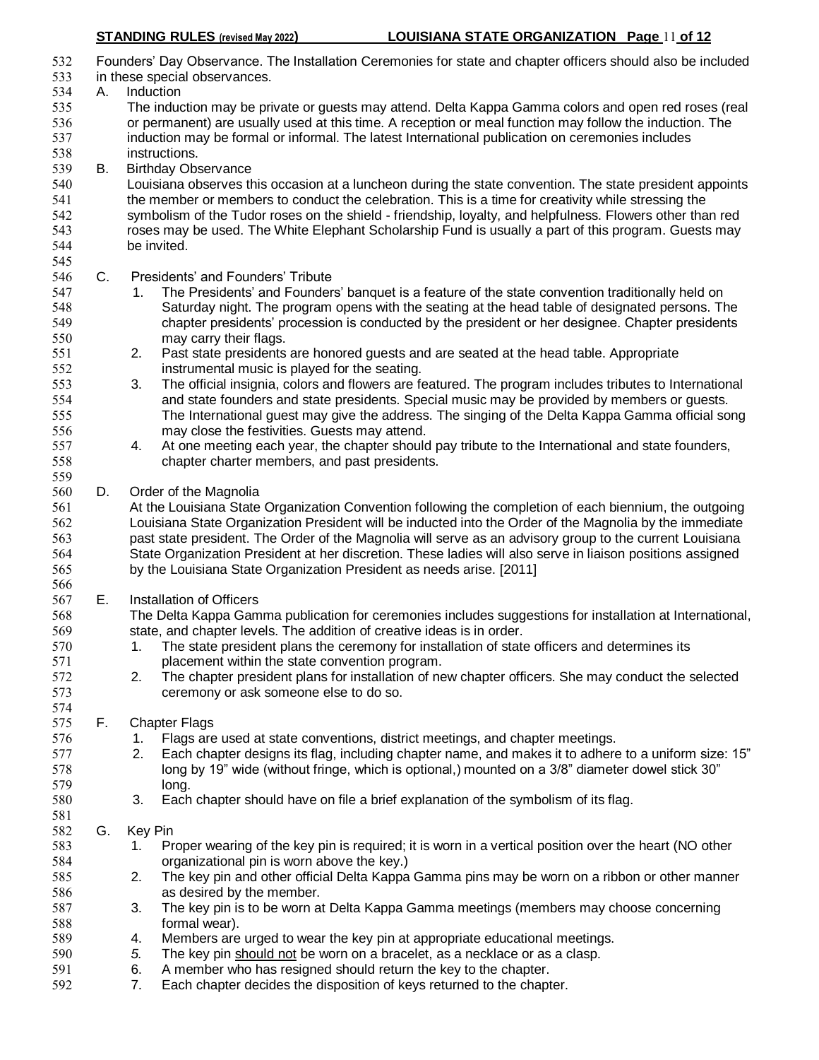Founders' Day Observance. The Installation Ceremonies for state and chapter officers should also be included in these special observances.

A. Induction

The induction may be private or guests may attend. Delta Kappa Gamma colors and open red roses (real or permanent) are usually used at this time. A reception or meal function may follow the induction. The induction may be formal or informal. The latest International publication on ceremonies includes instructions.

B. Birthday Observance

Louisiana observes this occasion at a luncheon during the state convention. The state president appoints the member or members to conduct the celebration. This is a time for creativity while stressing the symbolism of the Tudor roses on the shield - friendship, loyalty, and helpfulness. Flowers other than red roses may be used. The White Elephant Scholarship Fund is usually a part of this program. Guests may be invited.

C. Presidents' and Founders' Tribute

1. The Presidents' and Founders' banquet is a feature of the state convention traditionally held on Saturday night. The program opens with the seating at the head table of designated persons. The chapter presidents' procession is conducted by the president or her designee. Chapter presidents may carry their flags.
2. Past state presidents are honored guests and are seated at the head table. Appropriate instrumental music is played for the seating.
3. The official insignia, colors and flowers are featured. The program includes tributes to International and state founders and state presidents. Special music may be provided by members or guests. The International guest may give the address. The singing of the Delta Kappa Gamma official song may close the festivities. Guests may attend.
4. At one meeting each year, the chapter should pay tribute to the International and state founders, chapter charter members, and past presidents.

D. Order of the Magnolia

At the Louisiana State Organization Convention following the completion of each biennium, the outgoing Louisiana State Organization President will be inducted into the Order of the Magnolia by the immediate past state president. The Order of the Magnolia will serve as an advisory group to the current Louisiana State Organization President at her discretion. These ladies will also serve in liaison positions assigned by the Louisiana State Organization President as needs arise. [2011]

E. Installation of Officers

The Delta Kappa Gamma publication for ceremonies includes suggestions for installation at International, state, and chapter levels. The addition of creative ideas is in order.

1. The state president plans the ceremony for installation of state officers and determines its placement within the state convention program.
2. The chapter president plans for installation of new chapter officers. She may conduct the selected ceremony or ask someone else to do so.

F. Chapter Flags

1. Flags are used at state conventions, district meetings, and chapter meetings.
2. Each chapter designs its flag, including chapter name, and makes it to adhere to a uniform size: 15" long by 19" wide (without fringe, which is optional,) mounted on a 3/8" diameter dowel stick 30" long.
3. Each chapter should have on file a brief explanation of the symbolism of its flag.

G. Key Pin

1. Proper wearing of the key pin is required; it is worn in a vertical position over the heart (NO other organizational pin is worn above the key.)
2. The key pin and other official Delta Kappa Gamma pins may be worn on a ribbon or other manner as desired by the member.
3. The key pin is to be worn at Delta Kappa Gamma meetings (members may choose concerning formal wear).
4. Members are urged to wear the key pin at appropriate educational meetings.
5. The key pin <u>should not</u> be worn on a bracelet, as a necklace or as a clasp.
6. A member who has resigned should return the key to the chapter.
7. Each chapter decides the disposition of keys returned to the chapter.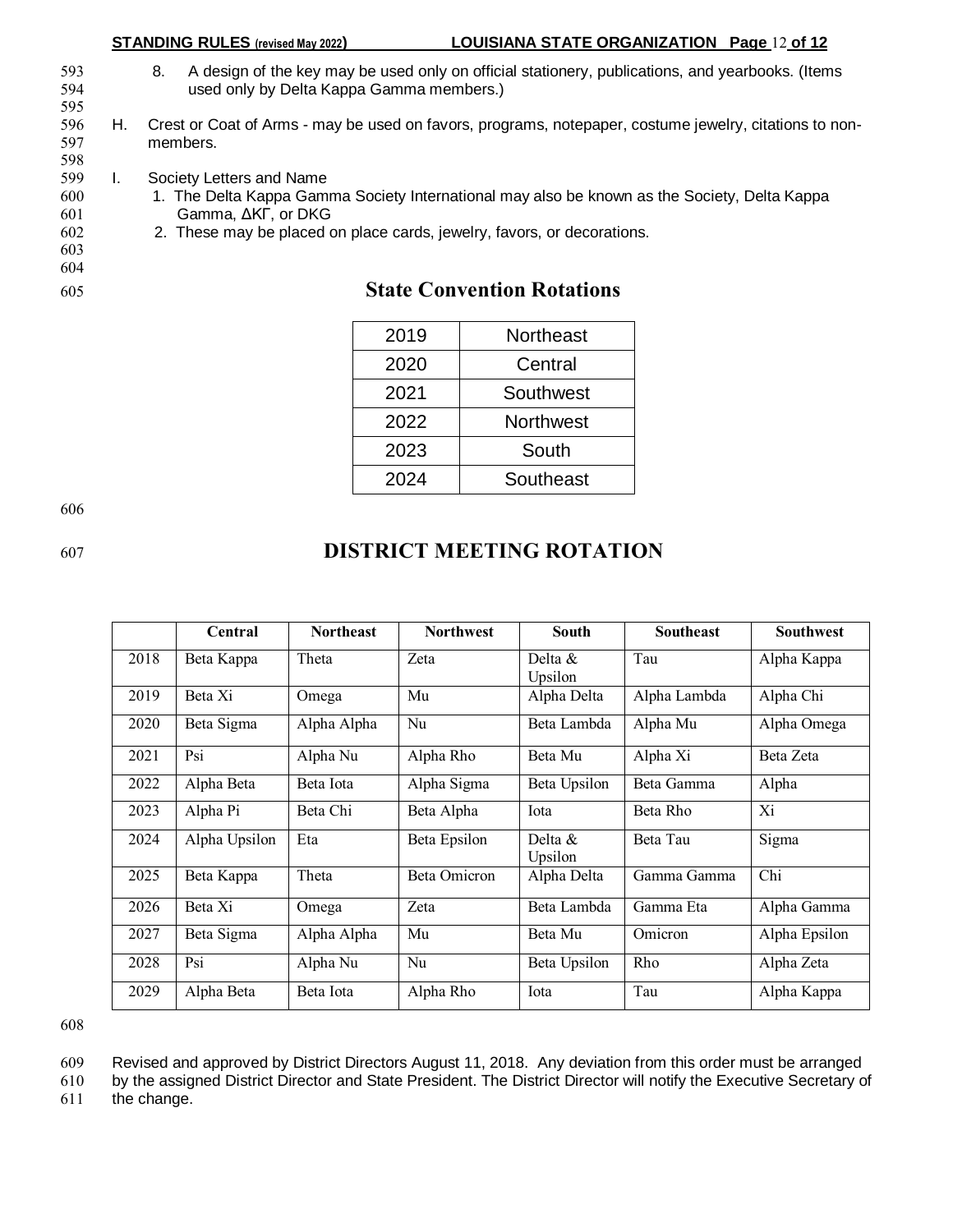8. A design of the key may be used only on official stationery, publications, and yearbooks. (Items used only by Delta Kappa Gamma members.)

H. Crest or Coat of Arms - may be used on favors, programs, notepaper, costume jewelry, citations to non-members.

I. Society Letters and Name
   1. The Delta Kappa Gamma Society International may also be known as the Society, Delta Kappa Gamma, ΔΚΓ, or DKG
   2. These may be placed on place cards, jewelry, favors, or decorations.

## State Convention Rotations

| | |
|---|---|
| 2019 | Northeast |
| 2020 | Central |
| 2021 | Southwest |
| 2022 | Northwest |
| 2023 | South |
| 2024 | Southeast |

## DISTRICT MEETING ROTATION

| | Central | Northeast | Northwest | South | Southeast | Southwest |
|---|---|---|---|---|---|---|
| 2018 | Beta Kappa | Theta | Zeta | Delta & Upsilon | Tau | Alpha Kappa |
| 2019 | Beta Xi | Omega | Mu | Alpha Delta | Alpha Lambda | Alpha Chi |
| 2020 | Beta Sigma | Alpha Alpha | Nu | Beta Lambda | Alpha Mu | Alpha Omega |
| 2021 | Psi | Alpha Nu | Alpha Rho | Beta Mu | Alpha Xi | Beta Zeta |
| 2022 | Alpha Beta | Beta Iota | Alpha Sigma | Beta Upsilon | Beta Gamma | Alpha |
| 2023 | Alpha Pi | Beta Chi | Beta Alpha | Iota | Beta Rho | Xi |
| 2024 | Alpha Upsilon | Eta | Beta Epsilon | Delta & Upsilon | Beta Tau | Sigma |
| 2025 | Beta Kappa | Theta | Beta Omicron | Alpha Delta | Gamma Gamma | Chi |
| 2026 | Beta Xi | Omega | Zeta | Beta Lambda | Gamma Eta | Alpha Gamma |
| 2027 | Beta Sigma | Alpha Alpha | Mu | Beta Mu | Omicron | Alpha Epsilon |
| 2028 | Psi | Alpha Nu | Nu | Beta Upsilon | Rho | Alpha Zeta |
| 2029 | Alpha Beta | Beta Iota | Alpha Rho | Iota | Tau | Alpha Kappa |

Revised and approved by District Directors August 11, 2018. Any deviation from this order must be arranged by the assigned District Director and State President. The District Director will notify the Executive Secretary of the change.